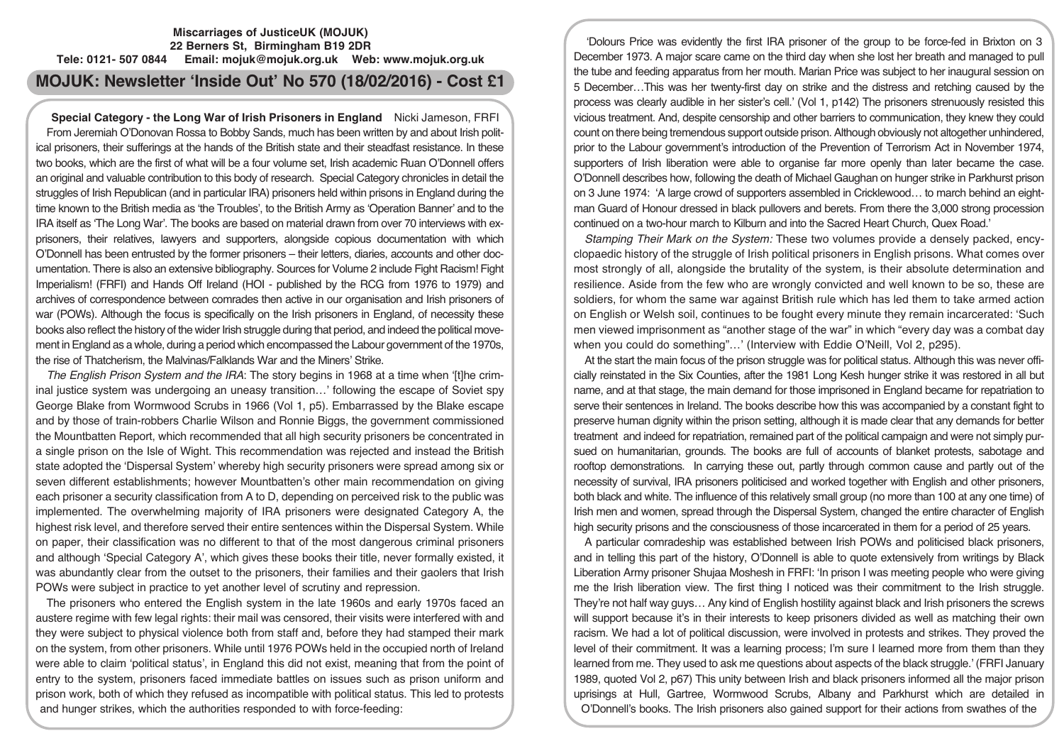**Miscarriages of JusticeUK (MOJUK)**
**22 Berners St, Birmingham B19 2DR**
**Tele: 0121- 507 0844 Email: mojuk@mojuk.org.uk Web: www.mojuk.org.uk**

# MOJUK: Newsletter 'Inside Out' No 570 (18/02/2016) - Cost £1

**Special Category - the Long War of Irish Prisoners in England** Nicki Jameson, FRFI

From Jeremiah O'Donovan Rossa to Bobby Sands, much has been written by and about Irish political prisoners, their sufferings at the hands of the British state and their steadfast resistance. In these two books, which are the first of what will be a four volume set, Irish academic Ruan O'Donnell offers an original and valuable contribution to this body of research. Special Category chronicles in detail the struggles of Irish Republican (and in particular IRA) prisoners held within prisons in England during the time known to the British media as 'the Troubles', to the British Army as 'Operation Banner' and to the IRA itself as 'The Long War'. The books are based on material drawn from over 70 interviews with ex-prisoners, their relatives, lawyers and supporters, alongside copious documentation with which O'Donnell has been entrusted by the former prisoners – their letters, diaries, accounts and other documentation. There is also an extensive bibliography. Sources for Volume 2 include Fight Racism! Fight Imperialism! (FRFI) and Hands Off Ireland (HOI - published by the RCG from 1976 to 1979) and archives of correspondence between comrades then active in our organisation and Irish prisoners of war (POWs). Although the focus is specifically on the Irish prisoners in England, of necessity these books also reflect the history of the wider Irish struggle during that period, and indeed the political movement in England as a whole, during a period which encompassed the Labour government of the 1970s, the rise of Thatcherism, the Malvinas/Falklands War and the Miners' Strike.

*The English Prison System and the IRA*: The story begins in 1968 at a time when '[t]he criminal justice system was undergoing an uneasy transition…' following the escape of Soviet spy George Blake from Wormwood Scrubs in 1966 (Vol 1, p5). Embarrassed by the Blake escape and by those of train-robbers Charlie Wilson and Ronnie Biggs, the government commissioned the Mountbatten Report, which recommended that all high security prisoners be concentrated in a single prison on the Isle of Wight. This recommendation was rejected and instead the British state adopted the 'Dispersal System' whereby high security prisoners were spread among six or seven different establishments; however Mountbatten's other main recommendation on giving each prisoner a security classification from A to D, depending on perceived risk to the public was implemented. The overwhelming majority of IRA prisoners were designated Category A, the highest risk level, and therefore served their entire sentences within the Dispersal System. While on paper, their classification was no different to that of the most dangerous criminal prisoners and although 'Special Category A', which gives these books their title, never formally existed, it was abundantly clear from the outset to the prisoners, their families and their gaolers that Irish POWs were subject in practice to yet another level of scrutiny and repression.

The prisoners who entered the English system in the late 1960s and early 1970s faced an austere regime with few legal rights: their mail was censored, their visits were interfered with and they were subject to physical violence both from staff and, before they had stamped their mark on the system, from other prisoners. While until 1976 POWs held in the occupied north of Ireland were able to claim 'political status', in England this did not exist, meaning that from the point of entry to the system, prisoners faced immediate battles on issues such as prison uniform and prison work, both of which they refused as incompatible with political status. This led to protests and hunger strikes, which the authorities responded to with force-feeding:

'Dolours Price was evidently the first IRA prisoner of the group to be force-fed in Brixton on 3 December 1973. A major scare came on the third day when she lost her breath and managed to pull the tube and feeding apparatus from her mouth. Marian Price was subject to her inaugural session on 5 December…This was her twenty-first day on strike and the distress and retching caused by the process was clearly audible in her sister's cell.' (Vol 1, p142) The prisoners strenuously resisted this vicious treatment. And, despite censorship and other barriers to communication, they knew they could count on there being tremendous support outside prison. Although obviously not altogether unhindered, prior to the Labour government's introduction of the Prevention of Terrorism Act in November 1974, supporters of Irish liberation were able to organise far more openly than later became the case. O'Donnell describes how, following the death of Michael Gaughan on hunger strike in Parkhurst prison on 3 June 1974: 'A large crowd of supporters assembled in Cricklewood… to march behind an eight-man Guard of Honour dressed in black pullovers and berets. From there the 3,000 strong procession continued on a two-hour march to Kilburn and into the Sacred Heart Church, Quex Road.'

*Stamping Their Mark on the System:* These two volumes provide a densely packed, encyclopaedic history of the struggle of Irish political prisoners in English prisons. What comes over most strongly of all, alongside the brutality of the system, is their absolute determination and resilience. Aside from the few who are wrongly convicted and well known to be so, these are soldiers, for whom the same war against British rule which has led them to take armed action on English or Welsh soil, continues to be fought every minute they remain incarcerated: 'Such men viewed imprisonment as "another stage of the war" in which "every day was a combat day when you could do something"…' (Interview with Eddie O'Neill, Vol 2, p295).

At the start the main focus of the prison struggle was for political status. Although this was never officially reinstated in the Six Counties, after the 1981 Long Kesh hunger strike it was restored in all but name, and at that stage, the main demand for those imprisoned in England became for repatriation to serve their sentences in Ireland. The books describe how this was accompanied by a constant fight to preserve human dignity within the prison setting, although it is made clear that any demands for better treatment and indeed for repatriation, remained part of the political campaign and were not simply pursued on humanitarian, grounds. The books are full of accounts of blanket protests, sabotage and rooftop demonstrations. In carrying these out, partly through common cause and partly out of the necessity of survival, IRA prisoners politicised and worked together with English and other prisoners, both black and white. The influence of this relatively small group (no more than 100 at any one time) of Irish men and women, spread through the Dispersal System, changed the entire character of English high security prisons and the consciousness of those incarcerated in them for a period of 25 years.

A particular comradeship was established between Irish POWs and politicised black prisoners, and in telling this part of the history, O'Donnell is able to quote extensively from writings by Black Liberation Army prisoner Shujaa Moshesh in FRFI: 'In prison I was meeting people who were giving me the Irish liberation view. The first thing I noticed was their commitment to the Irish struggle. They're not half way guys… Any kind of English hostility against black and Irish prisoners the screws will support because it's in their interests to keep prisoners divided as well as matching their own racism. We had a lot of political discussion, were involved in protests and strikes. They proved the level of their commitment. It was a learning process; I'm sure I learned more from them than they learned from me. They used to ask me questions about aspects of the black struggle.' (FRFI January 1989, quoted Vol 2, p67) This unity between Irish and black prisoners informed all the major prison uprisings at Hull, Gartree, Wormwood Scrubs, Albany and Parkhurst which are detailed in O'Donnell's books. The Irish prisoners also gained support for their actions from swathes of the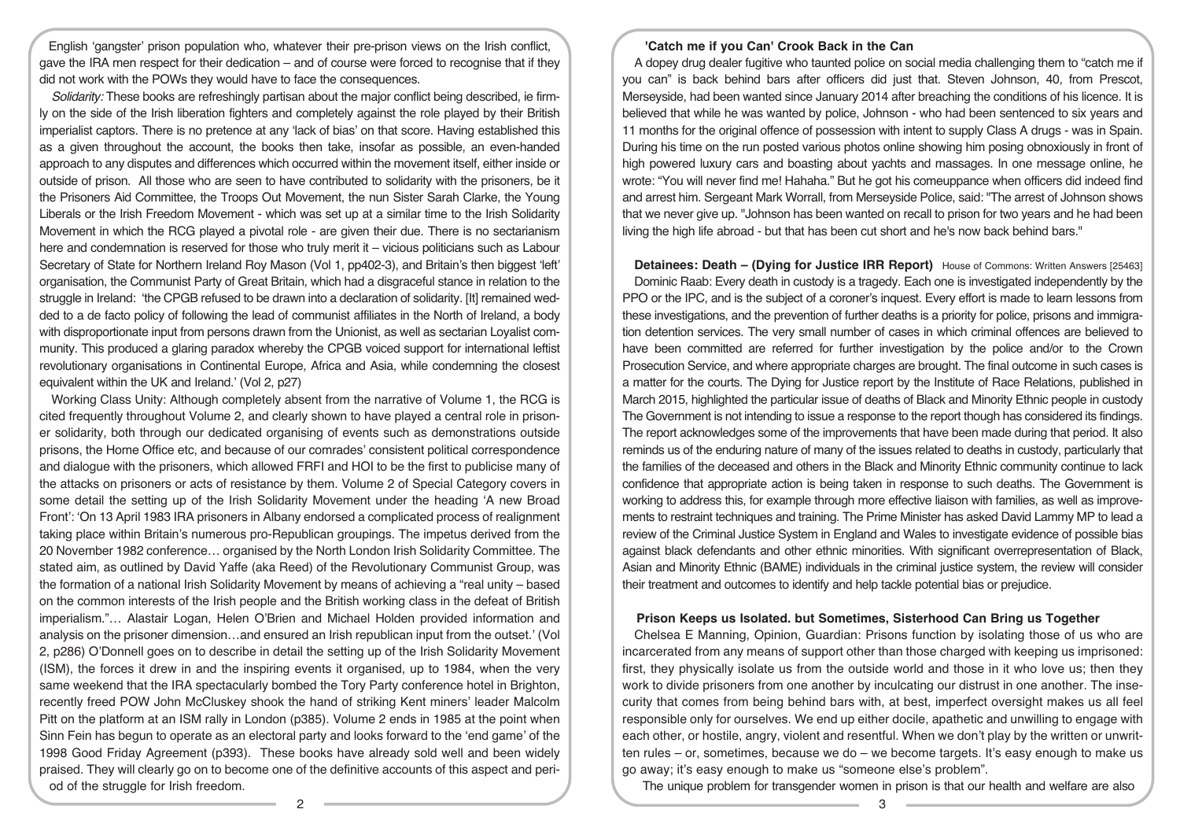English 'gangster' prison population who, whatever their pre-prison views on the Irish conflict, gave the IRA men respect for their dedication – and of course were forced to recognise that if they did not work with the POWs they would have to face the consequences.

*Solidarity:* These books are refreshingly partisan about the major conflict being described, ie firmly on the side of the Irish liberation fighters and completely against the role played by their British imperialist captors. There is no pretence at any 'lack of bias' on that score. Having established this as a given throughout the account, the books then take, insofar as possible, an even-handed approach to any disputes and differences which occurred within the movement itself, either inside or outside of prison. All those who are seen to have contributed to solidarity with the prisoners, be it the Prisoners Aid Committee, the Troops Out Movement, the nun Sister Sarah Clarke, the Young Liberals or the Irish Freedom Movement - which was set up at a similar time to the Irish Solidarity Movement in which the RCG played a pivotal role - are given their due. There is no sectarianism here and condemnation is reserved for those who truly merit it – vicious politicians such as Labour Secretary of State for Northern Ireland Roy Mason (Vol 1, pp402-3), and Britain's then biggest 'left' organisation, the Communist Party of Great Britain, which had a disgraceful stance in relation to the struggle in Ireland: 'the CPGB refused to be drawn into a declaration of solidarity. [It] remained wedded to a de facto policy of following the lead of communist affiliates in the North of Ireland, a body with disproportionate input from persons drawn from the Unionist, as well as sectarian Loyalist community. This produced a glaring paradox whereby the CPGB voiced support for international leftist revolutionary organisations in Continental Europe, Africa and Asia, while condemning the closest equivalent within the UK and Ireland.' (Vol 2, p27)

Working Class Unity: Although completely absent from the narrative of Volume 1, the RCG is cited frequently throughout Volume 2, and clearly shown to have played a central role in prisoner solidarity, both through our dedicated organising of events such as demonstrations outside prisons, the Home Office etc, and because of our comrades' consistent political correspondence and dialogue with the prisoners, which allowed FRFI and HOI to be the first to publicise many of the attacks on prisoners or acts of resistance by them. Volume 2 of Special Category covers in some detail the setting up of the Irish Solidarity Movement under the heading 'A new Broad Front': 'On 13 April 1983 IRA prisoners in Albany endorsed a complicated process of realignment taking place within Britain's numerous pro-Republican groupings. The impetus derived from the 20 November 1982 conference… organised by the North London Irish Solidarity Committee. The stated aim, as outlined by David Yaffe (aka Reed) of the Revolutionary Communist Group, was the formation of a national Irish Solidarity Movement by means of achieving a "real unity – based on the common interests of the Irish people and the British working class in the defeat of British imperialism."… Alastair Logan, Helen O'Brien and Michael Holden provided information and analysis on the prisoner dimension…and ensured an Irish republican input from the outset.' (Vol 2, p286) O'Donnell goes on to describe in detail the setting up of the Irish Solidarity Movement (ISM), the forces it drew in and the inspiring events it organised, up to 1984, when the very same weekend that the IRA spectacularly bombed the Tory Party conference hotel in Brighton, recently freed POW John McCluskey shook the hand of striking Kent miners' leader Malcolm Pitt on the platform at an ISM rally in London (p385). Volume 2 ends in 1985 at the point when Sinn Fein has begun to operate as an electoral party and looks forward to the 'end game' of the 1998 Good Friday Agreement (p393). These books have already sold well and been widely praised. They will clearly go on to become one of the definitive accounts of this aspect and period of the struggle for Irish freedom.

### 'Catch me if you Can' Crook Back in the Can

A dopey drug dealer fugitive who taunted police on social media challenging them to "catch me if you can" is back behind bars after officers did just that. Steven Johnson, 40, from Prescot, Merseyside, had been wanted since January 2014 after breaching the conditions of his licence. It is believed that while he was wanted by police, Johnson - who had been sentenced to six years and 11 months for the original offence of possession with intent to supply Class A drugs - was in Spain. During his time on the run posted various photos online showing him posing obnoxiously in front of high powered luxury cars and boasting about yachts and massages. In one message online, he wrote: "You will never find me! Hahaha." But he got his comeuppance when officers did indeed find and arrest him. Sergeant Mark Worrall, from Merseyside Police, said: "The arrest of Johnson shows that we never give up. "Johnson has been wanted on recall to prison for two years and he had been living the high life abroad - but that has been cut short and he's now back behind bars."

### Detainees: Death – (Dying for Justice IRR Report) House of Commons: Written Answers [25463]

Dominic Raab: Every death in custody is a tragedy. Each one is investigated independently by the PPO or the IPC, and is the subject of a coroner's inquest. Every effort is made to learn lessons from these investigations, and the prevention of further deaths is a priority for police, prisons and immigration detention services. The very small number of cases in which criminal offences are believed to have been committed are referred for further investigation by the police and/or to the Crown Prosecution Service, and where appropriate charges are brought. The final outcome in such cases is a matter for the courts. The Dying for Justice report by the Institute of Race Relations, published in March 2015, highlighted the particular issue of deaths of Black and Minority Ethnic people in custody The Government is not intending to issue a response to the report though has considered its findings. The report acknowledges some of the improvements that have been made during that period. It also reminds us of the enduring nature of many of the issues related to deaths in custody, particularly that the families of the deceased and others in the Black and Minority Ethnic community continue to lack confidence that appropriate action is being taken in response to such deaths. The Government is working to address this, for example through more effective liaison with families, as well as improvements to restraint techniques and training. The Prime Minister has asked David Lammy MP to lead a review of the Criminal Justice System in England and Wales to investigate evidence of possible bias against black defendants and other ethnic minorities. With significant overrepresentation of Black, Asian and Minority Ethnic (BAME) individuals in the criminal justice system, the review will consider their treatment and outcomes to identify and help tackle potential bias or prejudice.

### Prison Keeps us Isolated. but Sometimes, Sisterhood Can Bring us Together

Chelsea E Manning, Opinion, Guardian: Prisons function by isolating those of us who are incarcerated from any means of support other than those charged with keeping us imprisoned: first, they physically isolate us from the outside world and those in it who love us; then they work to divide prisoners from one another by inculcating our distrust in one another. The insecurity that comes from being behind bars with, at best, imperfect oversight makes us all feel responsible only for ourselves. We end up either docile, apathetic and unwilling to engage with each other, or hostile, angry, violent and resentful. When we don't play by the written or unwritten rules – or, sometimes, because we do – we become targets. It's easy enough to make us go away; it's easy enough to make us "someone else's problem".

The unique problem for transgender women in prison is that our health and welfare are also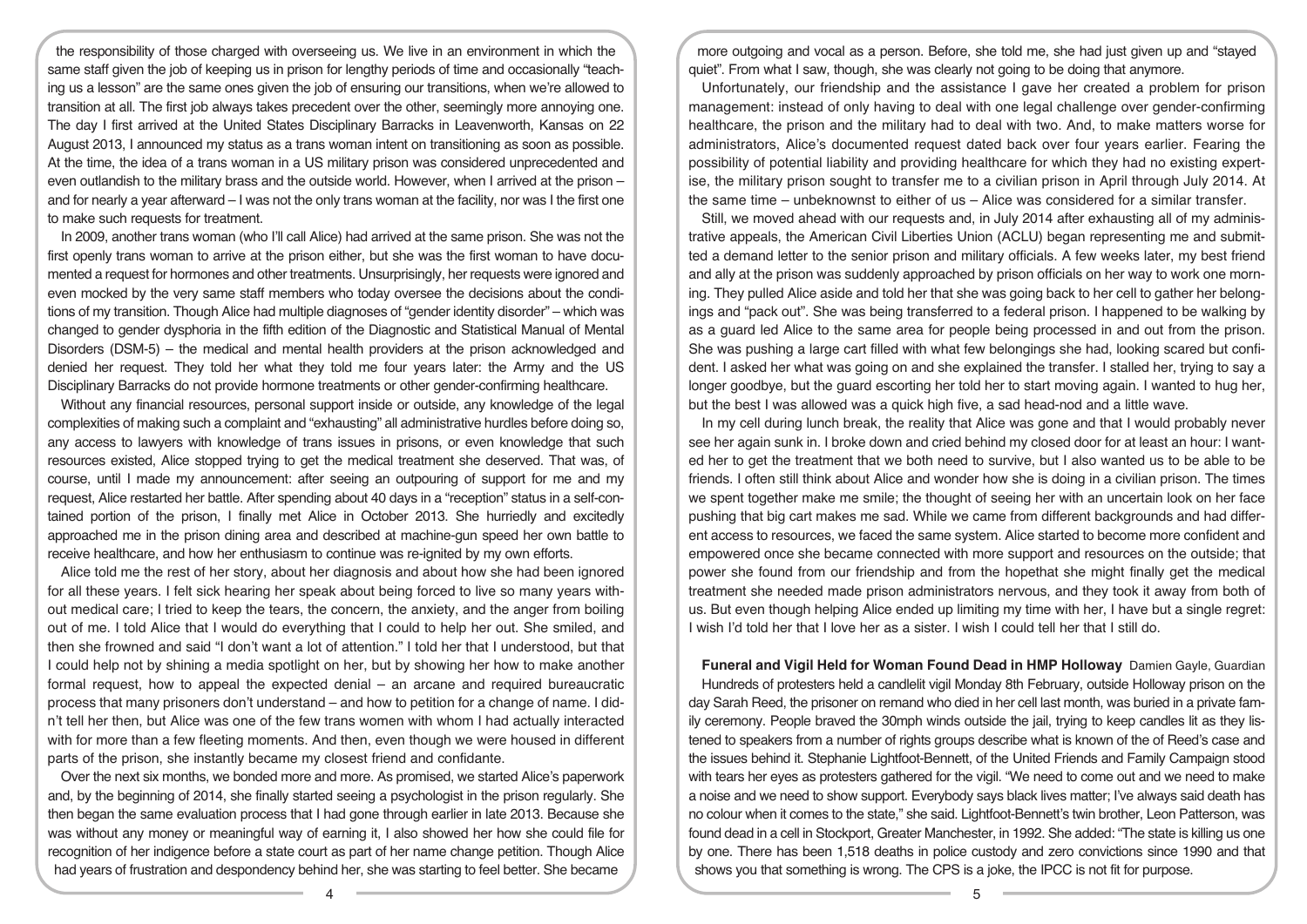the responsibility of those charged with overseeing us. We live in an environment in which the same staff given the job of keeping us in prison for lengthy periods of time and occasionally "teaching us a lesson" are the same ones given the job of ensuring our transitions, when we're allowed to transition at all. The first job always takes precedent over the other, seemingly more annoying one. The day I first arrived at the United States Disciplinary Barracks in Leavenworth, Kansas on 22 August 2013, I announced my status as a trans woman intent on transitioning as soon as possible. At the time, the idea of a trans woman in a US military prison was considered unprecedented and even outlandish to the military brass and the outside world. However, when I arrived at the prison – and for nearly a year afterward – I was not the only trans woman at the facility, nor was I the first one to make such requests for treatment.

In 2009, another trans woman (who I'll call Alice) had arrived at the same prison. She was not the first openly trans woman to arrive at the prison either, but she was the first woman to have documented a request for hormones and other treatments. Unsurprisingly, her requests were ignored and even mocked by the very same staff members who today oversee the decisions about the conditions of my transition. Though Alice had multiple diagnoses of "gender identity disorder" – which was changed to gender dysphoria in the fifth edition of the Diagnostic and Statistical Manual of Mental Disorders (DSM-5) – the medical and mental health providers at the prison acknowledged and denied her request. They told her what they told me four years later: the Army and the US Disciplinary Barracks do not provide hormone treatments or other gender-confirming healthcare.

Without any financial resources, personal support inside or outside, any knowledge of the legal complexities of making such a complaint and "exhausting" all administrative hurdles before doing so, any access to lawyers with knowledge of trans issues in prisons, or even knowledge that such resources existed, Alice stopped trying to get the medical treatment she deserved. That was, of course, until I made my announcement: after seeing an outpouring of support for me and my request, Alice restarted her battle. After spending about 40 days in a "reception" status in a self-contained portion of the prison, I finally met Alice in October 2013. She hurriedly and excitedly approached me in the prison dining area and described at machine-gun speed her own battle to receive healthcare, and how her enthusiasm to continue was re-ignited by my own efforts.

Alice told me the rest of her story, about her diagnosis and about how she had been ignored for all these years. I felt sick hearing her speak about being forced to live so many years without medical care; I tried to keep the tears, the concern, the anxiety, and the anger from boiling out of me. I told Alice that I would do everything that I could to help her out. She smiled, and then she frowned and said "I don't want a lot of attention." I told her that I understood, but that I could help her not by shining a media spotlight on her, but by showing her how to make another formal request, how to appeal the expected denial – an arcane and required bureaucratic process that many prisoners don't understand – and how to petition for a change of name. I didn't tell her then, but Alice was one of the few trans women with whom I had actually interacted with for more than a few fleeting moments. And then, even though we were housed in different parts of the prison, she instantly became my closest friend and confidante.

Over the next six months, we bonded more and more. As promised, we started Alice's paperwork and, by the beginning of 2014, she finally started seeing a psychologist in the prison regularly. She then began the same evaluation process that I had gone through earlier in late 2013. Because she was without any money or meaningful way of earning it, I also showed her how she could file for recognition of her indigence before a state court as part of her name change petition. Though Alice had years of frustration and despondency behind her, she was starting to feel better. She became more outgoing and vocal as a person. Before, she told me, she had just given up and "stayed quiet". From what I saw, though, she was clearly not going to be doing that anymore.

Unfortunately, our friendship and the assistance I gave her created a problem for prison management: instead of only having to deal with one legal challenge over gender-confirming healthcare, the prison and the military had to deal with two. And, to make matters worse for administrators, Alice's documented request dated back over four years earlier. Fearing the possibility of potential liability and providing healthcare for which they had no existing expertise, the military prison sought to transfer me to a civilian prison in April through July 2014. At the same time – unbeknownst to either of us – Alice was considered for a similar transfer.

Still, we moved ahead with our requests and, in July 2014 after exhausting all of my administrative appeals, the American Civil Liberties Union (ACLU) began representing me and submitted a demand letter to the senior prison and military officials. A few weeks later, my best friend and ally at the prison was suddenly approached by prison officials on her way to work one morning. They pulled Alice aside and told her that she was going back to her cell to gather her belongings and "pack out". She was being transferred to a federal prison. I happened to be walking by as a guard led Alice to the same area for people being processed in and out from the prison. She was pushing a large cart filled with what few belongings she had, looking scared but confident. I asked her what was going on and she explained the transfer. I stalled her, trying to say a longer goodbye, but the guard escorting her told her to start moving again. I wanted to hug her, but the best I was allowed was a quick high five, a sad head-nod and a little wave.

In my cell during lunch break, the reality that Alice was gone and that I would probably never see her again sunk in. I broke down and cried behind my closed door for at least an hour: I wanted her to get the treatment that we both need to survive, but I also wanted us to be able to be friends. I often still think about Alice and wonder how she is doing in a civilian prison. The times we spent together make me smile; the thought of seeing her with an uncertain look on her face pushing that big cart makes me sad. While we came from different backgrounds and had different access to resources, we faced the same system. Alice started to become more confident and empowered once she became connected with more support and resources on the outside; that power she found from our friendship and from the hopethat she might finally get the medical treatment she needed made prison administrators nervous, and they took it away from both of us. But even though helping Alice ended up limiting my time with her, I have but a single regret: I wish I'd told her that I love her as a sister. I wish I could tell her that I still do.

**Funeral and Vigil Held for Woman Found Dead in HMP Holloway** Damien Gayle, Guardian

Hundreds of protesters held a candlelit vigil Monday 8th February, outside Holloway prison on the day Sarah Reed, the prisoner on remand who died in her cell last month, was buried in a private family ceremony. People braved the 30mph winds outside the jail, trying to keep candles lit as they listened to speakers from a number of rights groups describe what is known of the of Reed's case and the issues behind it. Stephanie Lightfoot-Bennett, of the United Friends and Family Campaign stood with tears her eyes as protesters gathered for the vigil. "We need to come out and we need to make a noise and we need to show support. Everybody says black lives matter; I've always said death has no colour when it comes to the state," she said. Lightfoot-Bennett's twin brother, Leon Patterson, was found dead in a cell in Stockport, Greater Manchester, in 1992. She added: "The state is killing us one by one. There has been 1,518 deaths in police custody and zero convictions since 1990 and that shows you that something is wrong. The CPS is a joke, the IPCC is not fit for purpose.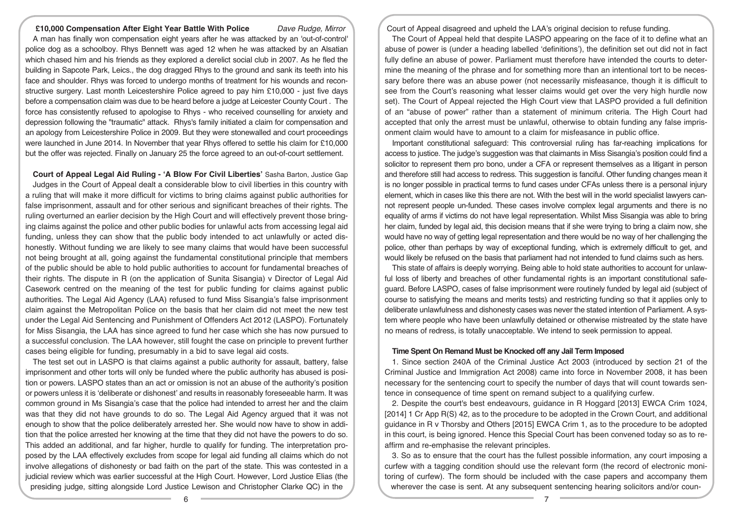## £10,000 Compensation After Eight Year Battle With Police

*Dave Rudge, Mirror*

A man has finally won compensation eight years after he was attacked by an 'out-of-control' police dog as a schoolboy. Rhys Bennett was aged 12 when he was attacked by an Alsatian which chased him and his friends as they explored a derelict social club in 2007. As he fled the building in Sapcote Park, Leics., the dog dragged Rhys to the ground and sank its teeth into his face and shoulder. Rhys was forced to undergo months of treatment for his wounds and reconstructive surgery. Last month Leicestershire Police agreed to pay him £10,000 - just five days before a compensation claim was due to be heard before a judge at Leicester County Court . The force has consistently refused to apologise to Rhys - who received counselling for anxiety and depression following the "traumatic" attack. Rhys's family initiated a claim for compensation and an apology from Leicestershire Police in 2009. But they were stonewalled and court proceedings were launched in June 2014. In November that year Rhys offered to settle his claim for £10,000 but the offer was rejected. Finally on January 25 the force agreed to an out-of-court settlement.

## Court of Appeal Legal Aid Ruling - 'A Blow For Civil Liberties'

Sasha Barton, Justice Gap

Judges in the Court of Appeal dealt a considerable blow to civil liberties in this country with a ruling that will make it more difficult for victims to bring claims against public authorities for false imprisonment, assault and for other serious and significant breaches of their rights. The ruling overturned an earlier decision by the High Court and will effectively prevent those bringing claims against the police and other public bodies for unlawful acts from accessing legal aid funding, unless they can show that the public body intended to act unlawfully or acted dishonestly. Without funding we are likely to see many claims that would have been successful not being brought at all, going against the fundamental constitutional principle that members of the public should be able to hold public authorities to account for fundamental breaches of their rights. The dispute in R (on the application of Sunita Sisangia) v Director of Legal Aid Casework centred on the meaning of the test for public funding for claims against public authorities. The Legal Aid Agency (LAA) refused to fund Miss Sisangia's false imprisonment claim against the Metropolitan Police on the basis that her claim did not meet the new test under the Legal Aid Sentencing and Punishment of Offenders Act 2012 (LASPO). Fortunately for Miss Sisangia, the LAA has since agreed to fund her case which she has now pursued to a successful conclusion. The LAA however, still fought the case on principle to prevent further cases being eligible for funding, presumably in a bid to save legal aid costs.

The test set out in LASPO is that claims against a public authority for assault, battery, false imprisonment and other torts will only be funded where the public authority has abused is position or powers. LASPO states than an act or omission is not an abuse of the authority's position or powers unless it is 'deliberate or dishonest' and results in reasonably foreseeable harm. It was common ground in Ms Sisangia's case that the police had intended to arrest her and the claim was that they did not have grounds to do so. The Legal Aid Agency argued that it was not enough to show that the police deliberately arrested her. She would now have to show in addition that the police arrested her knowing at the time that they did not have the powers to do so. This added an additional, and far higher, hurdle to qualify for funding. The interpretation proposed by the LAA effectively excludes from scope for legal aid funding all claims which do not involve allegations of dishonesty or bad faith on the part of the state. This was contested in a judicial review which was earlier successful at the High Court. However, Lord Justice Elias (the presiding judge, sitting alongside Lord Justice Lewison and Christopher Clarke QC) in the Court of Appeal disagreed and upheld the LAA's original decision to refuse funding.

The Court of Appeal held that despite LASPO appearing on the face of it to define what an abuse of power is (under a heading labelled 'definitions'), the definition set out did not in fact fully define an abuse of power. Parliament must therefore have intended the courts to determine the meaning of the phrase and for something more than an intentional tort to be necessary before there was an abuse power (not necessarily misfeasance, though it is difficult to see from the Court's reasoning what lesser claims would get over the very high hurdle now set). The Court of Appeal rejected the High Court view that LASPO provided a full definition of an "abuse of power" rather than a statement of minimum criteria. The High Court had accepted that only the arrest must be unlawful, otherwise to obtain funding any false imprisonment claim would have to amount to a claim for misfeasance in public office.

Important constitutional safeguard: This controversial ruling has far-reaching implications for access to justice. The judge's suggestion was that claimants in Miss Sisangia's position could find a solicitor to represent them pro bono, under a CFA or represent themselves as a litigant in person and therefore still had access to redress. This suggestion is fanciful. Other funding changes mean it is no longer possible in practical terms to fund cases under CFAs unless there is a personal injury element, which in cases like this there are not. With the best will in the world specialist lawyers cannot represent people un-funded. These cases involve complex legal arguments and there is no equality of arms if victims do not have legal representation. Whilst Miss Sisangia was able to bring her claim, funded by legal aid, this decision means that if she were trying to bring a claim now, she would have no way of getting legal representation and there would be no way of her challenging the police, other than perhaps by way of exceptional funding, which is extremely difficult to get, and would likely be refused on the basis that parliament had not intended to fund claims such as hers.

This state of affairs is deeply worrying. Being able to hold state authorities to account for unlawful loss of liberty and breaches of other fundamental rights is an important constitutional safeguard. Before LASPO, cases of false imprisonment were routinely funded by legal aid (subject of course to satisfying the means and merits tests) and restricting funding so that it applies only to deliberate unlawfulness and dishonesty cases was never the stated intention of Parliament. A system where people who have been unlawfully detained or otherwise mistreated by the state have no means of redress, is totally unacceptable. We intend to seek permission to appeal.

## Time Spent On Remand Must be Knocked off any Jail Term Imposed

1. Since section 240A of the Criminal Justice Act 2003 (introduced by section 21 of the Criminal Justice and Immigration Act 2008) came into force in November 2008, it has been necessary for the sentencing court to specify the number of days that will count towards sentence in consequence of time spent on remand subject to a qualifying curfew.

2. Despite the court's best endeavours, guidance in R Hoggard [2013] EWCA Crim 1024, [2014] 1 Cr App R(S) 42, as to the procedure to be adopted in the Crown Court, and additional guidance in R v Thorsby and Others [2015] EWCA Crim 1, as to the procedure to be adopted in this court, is being ignored. Hence this Special Court has been convened today so as to re-affirm and re-emphasise the relevant principles.

3. So as to ensure that the court has the fullest possible information, any court imposing a curfew with a tagging condition should use the relevant form (the record of electronic monitoring of curfew). The form should be included with the case papers and accompany them wherever the case is sent. At any subsequent sentencing hearing solicitors and/or coun-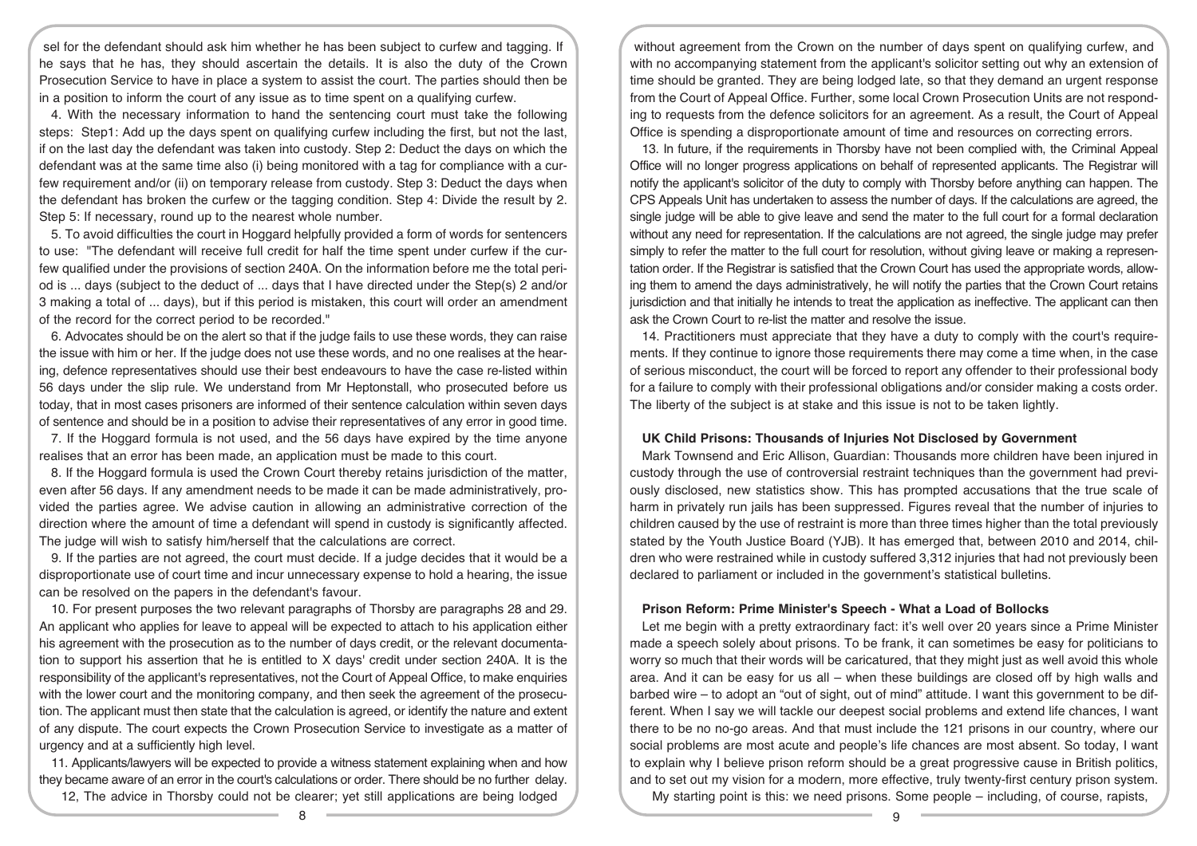sel for the defendant should ask him whether he has been subject to curfew and tagging. If he says that he has, they should ascertain the details. It is also the duty of the Crown Prosecution Service to have in place a system to assist the court. The parties should then be in a position to inform the court of any issue as to time spent on a qualifying curfew.

4. With the necessary information to hand the sentencing court must take the following steps: Step1: Add up the days spent on qualifying curfew including the first, but not the last, if on the last day the defendant was taken into custody. Step 2: Deduct the days on which the defendant was at the same time also (i) being monitored with a tag for compliance with a curfew requirement and/or (ii) on temporary release from custody. Step 3: Deduct the days when the defendant has broken the curfew or the tagging condition. Step 4: Divide the result by 2. Step 5: If necessary, round up to the nearest whole number.

5. To avoid difficulties the court in Hoggard helpfully provided a form of words for sentencers to use: "The defendant will receive full credit for half the time spent under curfew if the curfew qualified under the provisions of section 240A. On the information before me the total period is ... days (subject to the deduct of ... days that I have directed under the Step(s) 2 and/or 3 making a total of ... days), but if this period is mistaken, this court will order an amendment of the record for the correct period to be recorded."

6. Advocates should be on the alert so that if the judge fails to use these words, they can raise the issue with him or her. If the judge does not use these words, and no one realises at the hearing, defence representatives should use their best endeavours to have the case re-listed within 56 days under the slip rule. We understand from Mr Heptonstall, who prosecuted before us today, that in most cases prisoners are informed of their sentence calculation within seven days of sentence and should be in a position to advise their representatives of any error in good time.

7. If the Hoggard formula is not used, and the 56 days have expired by the time anyone realises that an error has been made, an application must be made to this court.

8. If the Hoggard formula is used the Crown Court thereby retains jurisdiction of the matter, even after 56 days. If any amendment needs to be made it can be made administratively, provided the parties agree. We advise caution in allowing an administrative correction of the direction where the amount of time a defendant will spend in custody is significantly affected. The judge will wish to satisfy him/herself that the calculations are correct.

9. If the parties are not agreed, the court must decide. If a judge decides that it would be a disproportionate use of court time and incur unnecessary expense to hold a hearing, the issue can be resolved on the papers in the defendant's favour.

10. For present purposes the two relevant paragraphs of Thorsby are paragraphs 28 and 29. An applicant who applies for leave to appeal will be expected to attach to his application either his agreement with the prosecution as to the number of days credit, or the relevant documentation to support his assertion that he is entitled to X days' credit under section 240A. It is the responsibility of the applicant's representatives, not the Court of Appeal Office, to make enquiries with the lower court and the monitoring company, and then seek the agreement of the prosecution. The applicant must then state that the calculation is agreed, or identify the nature and extent of any dispute. The court expects the Crown Prosecution Service to investigate as a matter of urgency and at a sufficiently high level.

11. Applicants/lawyers will be expected to provide a witness statement explaining when and how they became aware of an error in the court's calculations or order. There should be no further delay.

12, The advice in Thorsby could not be clearer; yet still applications are being lodged without agreement from the Crown on the number of days spent on qualifying curfew, and with no accompanying statement from the applicant's solicitor setting out why an extension of time should be granted. They are being lodged late, so that they demand an urgent response from the Court of Appeal Office. Further, some local Crown Prosecution Units are not responding to requests from the defence solicitors for an agreement. As a result, the Court of Appeal Office is spending a disproportionate amount of time and resources on correcting errors.

13. In future, if the requirements in Thorsby have not been complied with, the Criminal Appeal Office will no longer progress applications on behalf of represented applicants. The Registrar will notify the applicant's solicitor of the duty to comply with Thorsby before anything can happen. The CPS Appeals Unit has undertaken to assess the number of days. If the calculations are agreed, the single judge will be able to give leave and send the mater to the full court for a formal declaration without any need for representation. If the calculations are not agreed, the single judge may prefer simply to refer the matter to the full court for resolution, without giving leave or making a representation order. If the Registrar is satisfied that the Crown Court has used the appropriate words, allowing them to amend the days administratively, he will notify the parties that the Crown Court retains jurisdiction and that initially he intends to treat the application as ineffective. The applicant can then ask the Crown Court to re-list the matter and resolve the issue.

14. Practitioners must appreciate that they have a duty to comply with the court's requirements. If they continue to ignore those requirements there may come a time when, in the case of serious misconduct, the court will be forced to report any offender to their professional body for a failure to comply with their professional obligations and/or consider making a costs order. The liberty of the subject is at stake and this issue is not to be taken lightly.

### UK Child Prisons: Thousands of Injuries Not Disclosed by Government

Mark Townsend and Eric Allison, Guardian: Thousands more children have been injured in custody through the use of controversial restraint techniques than the government had previously disclosed, new statistics show. This has prompted accusations that the true scale of harm in privately run jails has been suppressed. Figures reveal that the number of injuries to children caused by the use of restraint is more than three times higher than the total previously stated by the Youth Justice Board (YJB). It has emerged that, between 2010 and 2014, children who were restrained while in custody suffered 3,312 injuries that had not previously been declared to parliament or included in the government's statistical bulletins.

### Prison Reform: Prime Minister's Speech - What a Load of Bollocks

Let me begin with a pretty extraordinary fact: it's well over 20 years since a Prime Minister made a speech solely about prisons. To be frank, it can sometimes be easy for politicians to worry so much that their words will be caricatured, that they might just as well avoid this whole area. And it can be easy for us all – when these buildings are closed off by high walls and barbed wire – to adopt an "out of sight, out of mind" attitude. I want this government to be different. When I say we will tackle our deepest social problems and extend life chances, I want there to be no no-go areas. And that must include the 121 prisons in our country, where our social problems are most acute and people's life chances are most absent. So today, I want to explain why I believe prison reform should be a great progressive cause in British politics, and to set out my vision for a modern, more effective, truly twenty-first century prison system.

My starting point is this: we need prisons. Some people – including, of course, rapists,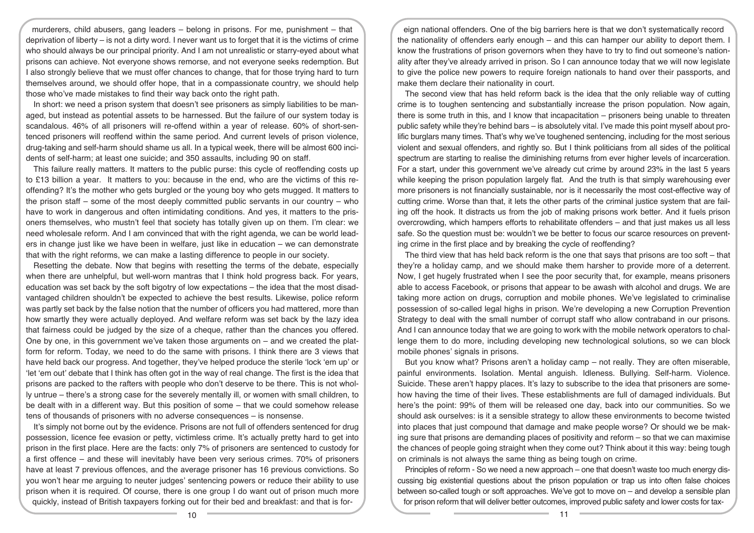murderers, child abusers, gang leaders – belong in prisons. For me, punishment – that deprivation of liberty – is not a dirty word. I never want us to forget that it is the victims of crime who should always be our principal priority. And I am not unrealistic or starry-eyed about what prisons can achieve. Not everyone shows remorse, and not everyone seeks redemption. But I also strongly believe that we must offer chances to change, that for those trying hard to turn themselves around, we should offer hope, that in a compassionate country, we should help those who've made mistakes to find their way back onto the right path.

In short: we need a prison system that doesn't see prisoners as simply liabilities to be managed, but instead as potential assets to be harnessed. But the failure of our system today is scandalous. 46% of all prisoners will re-offend within a year of release. 60% of short-sentenced prisoners will reoffend within the same period. And current levels of prison violence, drug-taking and self-harm should shame us all. In a typical week, there will be almost 600 incidents of self-harm; at least one suicide; and 350 assaults, including 90 on staff.

This failure really matters. It matters to the public purse: this cycle of reoffending costs up to £13 billion a year. It matters to you: because in the end, who are the victims of this reoffending? It's the mother who gets burgled or the young boy who gets mugged. It matters to the prison staff – some of the most deeply committed public servants in our country – who have to work in dangerous and often intimidating conditions. And yes, it matters to the prisoners themselves, who mustn't feel that society has totally given up on them. I'm clear: we need wholesale reform. And I am convinced that with the right agenda, we can be world leaders in change just like we have been in welfare, just like in education – we can demonstrate that with the right reforms, we can make a lasting difference to people in our society.

Resetting the debate. Now that begins with resetting the terms of the debate, especially when there are unhelpful, but well-worn mantras that I think hold progress back. For years, education was set back by the soft bigotry of low expectations – the idea that the most disadvantaged children shouldn't be expected to achieve the best results. Likewise, police reform was partly set back by the false notion that the number of officers you had mattered, more than how smartly they were actually deployed. And welfare reform was set back by the lazy idea that fairness could be judged by the size of a cheque, rather than the chances you offered. One by one, in this government we've taken those arguments on – and we created the platform for reform. Today, we need to do the same with prisons. I think there are 3 views that have held back our progress. And together, they've helped produce the sterile 'lock 'em up' or 'let 'em out' debate that I think has often got in the way of real change. The first is the idea that prisons are packed to the rafters with people who don't deserve to be there. This is not wholly untrue – there's a strong case for the severely mentally ill, or women with small children, to be dealt with in a different way. But this position of some – that we could somehow release tens of thousands of prisoners with no adverse consequences – is nonsense.

It's simply not borne out by the evidence. Prisons are not full of offenders sentenced for drug possession, licence fee evasion or petty, victimless crime. It's actually pretty hard to get into prison in the first place. Here are the facts: only 7% of prisoners are sentenced to custody for a first offence – and these will inevitably have been very serious crimes. 70% of prisoners have at least 7 previous offences, and the average prisoner has 16 previous convictions. So you won't hear me arguing to neuter judges' sentencing powers or reduce their ability to use prison when it is required. Of course, there is one group I do want out of prison much more quickly, instead of British taxpayers forking out for their bed and breakfast: and that is foreign national offenders. One of the big barriers here is that we don't systematically record the nationality of offenders early enough – and this can hamper our ability to deport them. I know the frustrations of prison governors when they have to try to find out someone's nationality after they've already arrived in prison. So I can announce today that we will now legislate to give the police new powers to require foreign nationals to hand over their passports, and make them declare their nationality in court.

The second view that has held reform back is the idea that the only reliable way of cutting crime is to toughen sentencing and substantially increase the prison population. Now again, there is some truth in this, and I know that incapacitation – prisoners being unable to threaten public safety while they're behind bars – is absolutely vital. I've made this point myself about prolific burglars many times. That's why we've toughened sentencing, including for the most serious violent and sexual offenders, and rightly so. But I think politicians from all sides of the political spectrum are starting to realise the diminishing returns from ever higher levels of incarceration. For a start, under this government we've already cut crime by around 23% in the last 5 years while keeping the prison population largely flat. And the truth is that simply warehousing ever more prisoners is not financially sustainable, nor is it necessarily the most cost-effective way of cutting crime. Worse than that, it lets the other parts of the criminal justice system that are failing off the hook. It distracts us from the job of making prisons work better. And it fuels prison overcrowding, which hampers efforts to rehabilitate offenders – and that just makes us all less safe. So the question must be: wouldn't we be better to focus our scarce resources on preventing crime in the first place and by breaking the cycle of reoffending?

The third view that has held back reform is the one that says that prisons are too soft – that they're a holiday camp, and we should make them harsher to provide more of a deterrent. Now, I get hugely frustrated when I see the poor security that, for example, means prisoners able to access Facebook, or prisons that appear to be awash with alcohol and drugs. We are taking more action on drugs, corruption and mobile phones. We've legislated to criminalise possession of so-called legal highs in prison. We're developing a new Corruption Prevention Strategy to deal with the small number of corrupt staff who allow contraband in our prisons. And I can announce today that we are going to work with the mobile network operators to challenge them to do more, including developing new technological solutions, so we can block mobile phones' signals in prisons.

But you know what? Prisons aren't a holiday camp – not really. They are often miserable, painful environments. Isolation. Mental anguish. Idleness. Bullying. Self-harm. Violence. Suicide. These aren't happy places. It's lazy to subscribe to the idea that prisoners are somehow having the time of their lives. These establishments are full of damaged individuals. But here's the point: 99% of them will be released one day, back into our communities. So we should ask ourselves: is it a sensible strategy to allow these environments to become twisted into places that just compound that damage and make people worse? Or should we be making sure that prisons are demanding places of positivity and reform – so that we can maximise the chances of people going straight when they come out? Think about it this way: being tough on criminals is not always the same thing as being tough on crime.

Principles of reform - So we need a new approach – one that doesn't waste too much energy discussing big existential questions about the prison population or trap us into often false choices between so-called tough or soft approaches. We've got to move on – and develop a sensible plan for prison reform that will deliver better outcomes, improved public safety and lower costs for tax-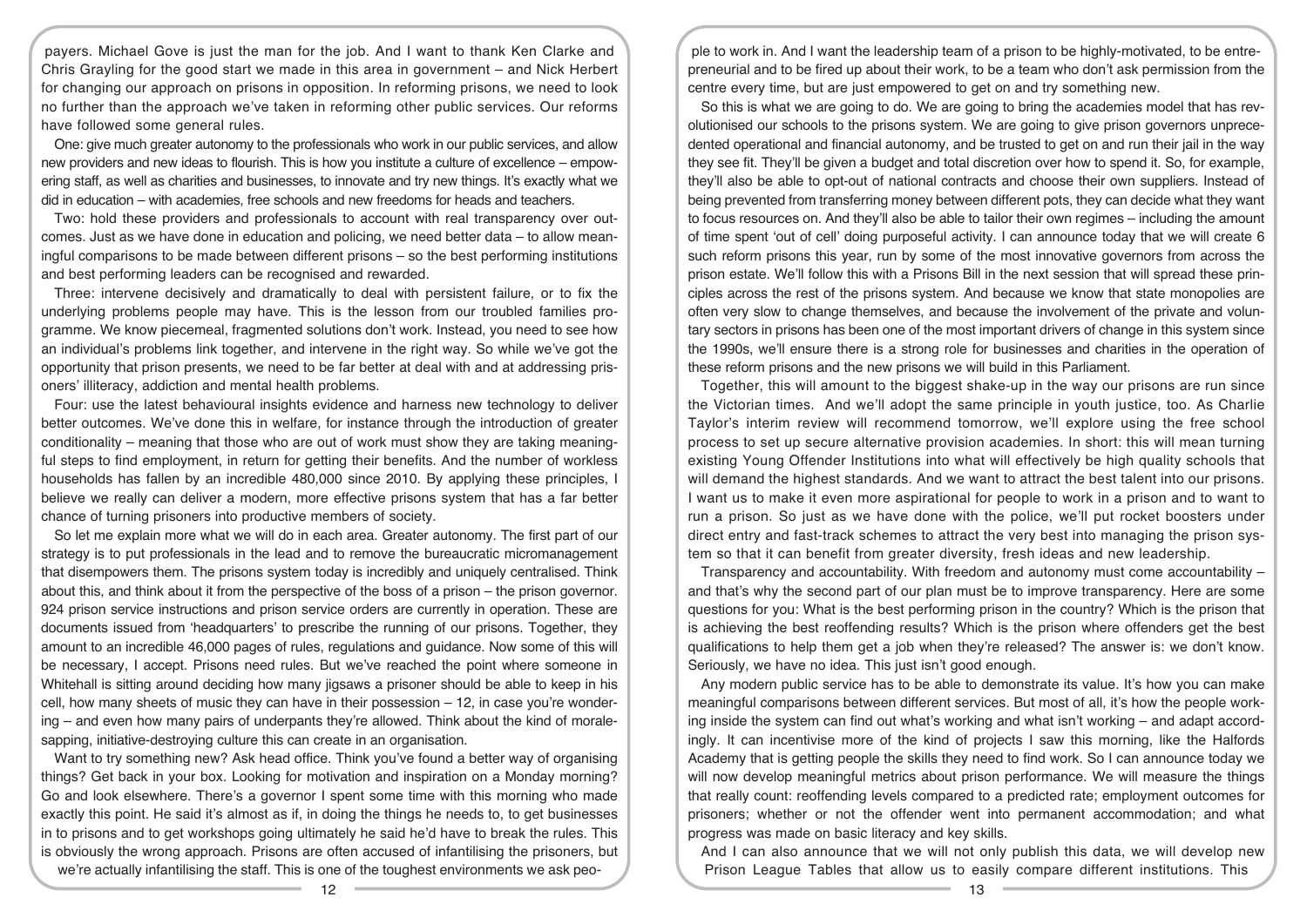payers. Michael Gove is just the man for the job. And I want to thank Ken Clarke and Chris Grayling for the good start we made in this area in government – and Nick Herbert for changing our approach on prisons in opposition. In reforming prisons, we need to look no further than the approach we've taken in reforming other public services. Our reforms have followed some general rules.

One: give much greater autonomy to the professionals who work in our public services, and allow new providers and new ideas to flourish. This is how you institute a culture of excellence – empowering staff, as well as charities and businesses, to innovate and try new things. It's exactly what we did in education – with academies, free schools and new freedoms for heads and teachers.

Two: hold these providers and professionals to account with real transparency over outcomes. Just as we have done in education and policing, we need better data – to allow meaningful comparisons to be made between different prisons – so the best performing institutions and best performing leaders can be recognised and rewarded.

Three: intervene decisively and dramatically to deal with persistent failure, or to fix the underlying problems people may have. This is the lesson from our troubled families programme. We know piecemeal, fragmented solutions don't work. Instead, you need to see how an individual's problems link together, and intervene in the right way. So while we've got the opportunity that prison presents, we need to be far better at deal with and at addressing prisoners' illiteracy, addiction and mental health problems.

Four: use the latest behavioural insights evidence and harness new technology to deliver better outcomes. We've done this in welfare, for instance through the introduction of greater conditionality – meaning that those who are out of work must show they are taking meaningful steps to find employment, in return for getting their benefits. And the number of workless households has fallen by an incredible 480,000 since 2010. By applying these principles, I believe we really can deliver a modern, more effective prisons system that has a far better chance of turning prisoners into productive members of society.

So let me explain more what we will do in each area. Greater autonomy. The first part of our strategy is to put professionals in the lead and to remove the bureaucratic micromanagement that disempowers them. The prisons system today is incredibly and uniquely centralised. Think about this, and think about it from the perspective of the boss of a prison – the prison governor. 924 prison service instructions and prison service orders are currently in operation. These are documents issued from 'headquarters' to prescribe the running of our prisons. Together, they amount to an incredible 46,000 pages of rules, regulations and guidance. Now some of this will be necessary, I accept. Prisons need rules. But we've reached the point where someone in Whitehall is sitting around deciding how many jigsaws a prisoner should be able to keep in his cell, how many sheets of music they can have in their possession – 12, in case you're wondering – and even how many pairs of underpants they're allowed. Think about the kind of morale-sapping, initiative-destroying culture this can create in an organisation.

Want to try something new? Ask head office. Think you've found a better way of organising things? Get back in your box. Looking for motivation and inspiration on a Monday morning? Go and look elsewhere. There's a governor I spent some time with this morning who made exactly this point. He said it's almost as if, in doing the things he needs to, to get businesses in to prisons and to get workshops going ultimately he said he'd have to break the rules. This is obviously the wrong approach. Prisons are often accused of infantilising the prisoners, but we're actually infantilising the staff. This is one of the toughest environments we ask people to work in. And I want the leadership team of a prison to be highly-motivated, to be entrepreneurial and to be fired up about their work, to be a team who don't ask permission from the centre every time, but are just empowered to get on and try something new.

So this is what we are going to do. We are going to bring the academies model that has revolutionised our schools to the prisons system. We are going to give prison governors unprecedented operational and financial autonomy, and be trusted to get on and run their jail in the way they see fit. They'll be given a budget and total discretion over how to spend it. So, for example, they'll also be able to opt-out of national contracts and choose their own suppliers. Instead of being prevented from transferring money between different pots, they can decide what they want to focus resources on. And they'll also be able to tailor their own regimes – including the amount of time spent 'out of cell' doing purposeful activity. I can announce today that we will create 6 such reform prisons this year, run by some of the most innovative governors from across the prison estate. We'll follow this with a Prisons Bill in the next session that will spread these principles across the rest of the prisons system. And because we know that state monopolies are often very slow to change themselves, and because the involvement of the private and voluntary sectors in prisons has been one of the most important drivers of change in this system since the 1990s, we'll ensure there is a strong role for businesses and charities in the operation of these reform prisons and the new prisons we will build in this Parliament.

Together, this will amount to the biggest shake-up in the way our prisons are run since the Victorian times. And we'll adopt the same principle in youth justice, too. As Charlie Taylor's interim review will recommend tomorrow, we'll explore using the free school process to set up secure alternative provision academies. In short: this will mean turning existing Young Offender Institutions into what will effectively be high quality schools that will demand the highest standards. And we want to attract the best talent into our prisons. I want us to make it even more aspirational for people to work in a prison and to want to run a prison. So just as we have done with the police, we'll put rocket boosters under direct entry and fast-track schemes to attract the very best into managing the prison system so that it can benefit from greater diversity, fresh ideas and new leadership.

Transparency and accountability. With freedom and autonomy must come accountability – and that's why the second part of our plan must be to improve transparency. Here are some questions for you: What is the best performing prison in the country? Which is the prison that is achieving the best reoffending results? Which is the prison where offenders get the best qualifications to help them get a job when they're released? The answer is: we don't know. Seriously, we have no idea. This just isn't good enough.

Any modern public service has to be able to demonstrate its value. It's how you can make meaningful comparisons between different services. But most of all, it's how the people working inside the system can find out what's working and what isn't working – and adapt accordingly. It can incentivise more of the kind of projects I saw this morning, like the Halfords Academy that is getting people the skills they need to find work. So I can announce today we will now develop meaningful metrics about prison performance. We will measure the things that really count: reoffending levels compared to a predicted rate; employment outcomes for prisoners; whether or not the offender went into permanent accommodation; and what progress was made on basic literacy and key skills.

And I can also announce that we will not only publish this data, we will develop new Prison League Tables that allow us to easily compare different institutions. This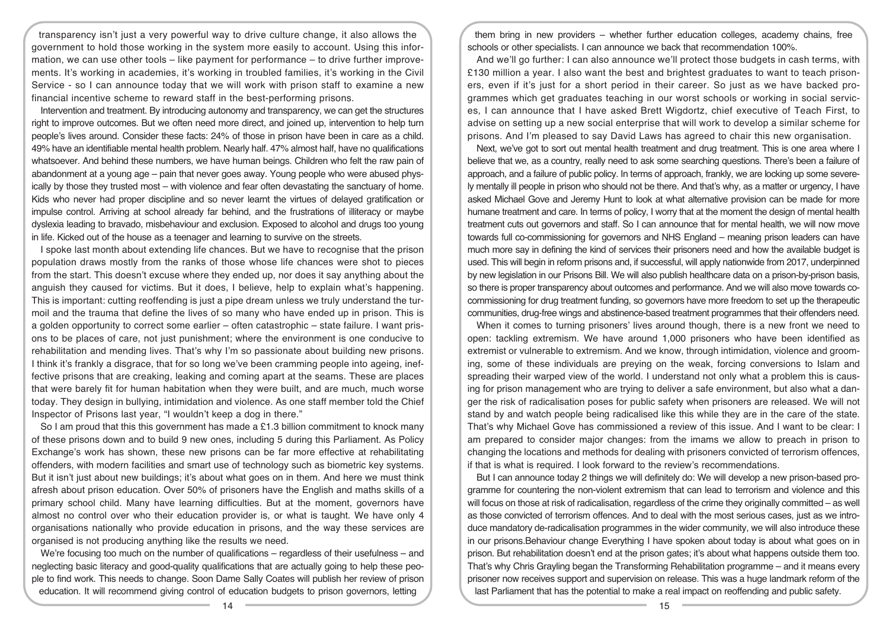transparency isn't just a very powerful way to drive culture change, it also allows the government to hold those working in the system more easily to account. Using this information, we can use other tools – like payment for performance – to drive further improvements. It's working in academies, it's working in troubled families, it's working in the Civil Service - so I can announce today that we will work with prison staff to examine a new financial incentive scheme to reward staff in the best-performing prisons.

Intervention and treatment. By introducing autonomy and transparency, we can get the structures right to improve outcomes. But we often need more direct, and joined up, intervention to help turn people's lives around. Consider these facts: 24% of those in prison have been in care as a child. 49% have an identifiable mental health problem. Nearly half. 47% almost half, have no qualifications whatsoever. And behind these numbers, we have human beings. Children who felt the raw pain of abandonment at a young age – pain that never goes away. Young people who were abused physically by those they trusted most – with violence and fear often devastating the sanctuary of home. Kids who never had proper discipline and so never learnt the virtues of delayed gratification or impulse control. Arriving at school already far behind, and the frustrations of illiteracy or maybe dyslexia leading to bravado, misbehaviour and exclusion. Exposed to alcohol and drugs too young in life. Kicked out of the house as a teenager and learning to survive on the streets.

I spoke last month about extending life chances. But we have to recognise that the prison population draws mostly from the ranks of those whose life chances were shot to pieces from the start. This doesn't excuse where they ended up, nor does it say anything about the anguish they caused for victims. But it does, I believe, help to explain what's happening. This is important: cutting reoffending is just a pipe dream unless we truly understand the turmoil and the trauma that define the lives of so many who have ended up in prison. This is a golden opportunity to correct some earlier – often catastrophic – state failure. I want prisons to be places of care, not just punishment; where the environment is one conducive to rehabilitation and mending lives. That's why I'm so passionate about building new prisons. I think it's frankly a disgrace, that for so long we've been cramming people into ageing, ineffective prisons that are creaking, leaking and coming apart at the seams. These are places that were barely fit for human habitation when they were built, and are much, much worse today. They design in bullying, intimidation and violence. As one staff member told the Chief Inspector of Prisons last year, "I wouldn't keep a dog in there."

So I am proud that this this government has made a £1.3 billion commitment to knock many of these prisons down and to build 9 new ones, including 5 during this Parliament. As Policy Exchange's work has shown, these new prisons can be far more effective at rehabilitating offenders, with modern facilities and smart use of technology such as biometric key systems. But it isn't just about new buildings; it's about what goes on in them. And here we must think afresh about prison education. Over 50% of prisoners have the English and maths skills of a primary school child. Many have learning difficulties. But at the moment, governors have almost no control over who their education provider is, or what is taught. We have only 4 organisations nationally who provide education in prisons, and the way these services are organised is not producing anything like the results we need.

We're focusing too much on the number of qualifications – regardless of their usefulness – and neglecting basic literacy and good-quality qualifications that are actually going to help these people to find work. This needs to change. Soon Dame Sally Coates will publish her review of prison education. It will recommend giving control of education budgets to prison governors, letting them bring in new providers – whether further education colleges, academy chains, free schools or other specialists. I can announce we back that recommendation 100%.

And we'll go further: I can also announce we'll protect those budgets in cash terms, with £130 million a year. I also want the best and brightest graduates to want to teach prisoners, even if it's just for a short period in their career. So just as we have backed programmes which get graduates teaching in our worst schools or working in social services, I can announce that I have asked Brett Wigdortz, chief executive of Teach First, to advise on setting up a new social enterprise that will work to develop a similar scheme for prisons. And I'm pleased to say David Laws has agreed to chair this new organisation.

Next, we've got to sort out mental health treatment and drug treatment. This is one area where I believe that we, as a country, really need to ask some searching questions. There's been a failure of approach, and a failure of public policy. In terms of approach, frankly, we are locking up some severely mentally ill people in prison who should not be there. And that's why, as a matter or urgency, I have asked Michael Gove and Jeremy Hunt to look at what alternative provision can be made for more humane treatment and care. In terms of policy, I worry that at the moment the design of mental health treatment cuts out governors and staff. So I can announce that for mental health, we will now move towards full co-commissioning for governors and NHS England – meaning prison leaders can have much more say in defining the kind of services their prisoners need and how the available budget is used. This will begin in reform prisons and, if successful, will apply nationwide from 2017, underpinned by new legislation in our Prisons Bill. We will also publish healthcare data on a prison-by-prison basis, so there is proper transparency about outcomes and performance. And we will also move towards co-commissioning for drug treatment funding, so governors have more freedom to set up the therapeutic communities, drug-free wings and abstinence-based treatment programmes that their offenders need.

When it comes to turning prisoners' lives around though, there is a new front we need to open: tackling extremism. We have around 1,000 prisoners who have been identified as extremist or vulnerable to extremism. And we know, through intimidation, violence and grooming, some of these individuals are preying on the weak, forcing conversions to Islam and spreading their warped view of the world. I understand not only what a problem this is causing for prison management who are trying to deliver a safe environment, but also what a danger the risk of radicalisation poses for public safety when prisoners are released. We will not stand by and watch people being radicalised like this while they are in the care of the state. That's why Michael Gove has commissioned a review of this issue. And I want to be clear: I am prepared to consider major changes: from the imams we allow to preach in prison to changing the locations and methods for dealing with prisoners convicted of terrorism offences, if that is what is required. I look forward to the review's recommendations.

But I can announce today 2 things we will definitely do: We will develop a new prison-based programme for countering the non-violent extremism that can lead to terrorism and violence and this will focus on those at risk of radicalisation, regardless of the crime they originally committed – as well as those convicted of terrorism offences. And to deal with the most serious cases, just as we introduce mandatory de-radicalisation programmes in the wider community, we will also introduce these in our prisons.

Behaviour change Everything I have spoken about today is about what goes on in prison. But rehabilitation doesn't end at the prison gates; it's about what happens outside them too. That's why Chris Grayling began the Transforming Rehabilitation programme – and it means every prisoner now receives support and supervision on release. This was a huge landmark reform of the last Parliament that has the potential to make a real impact on reoffending and public safety.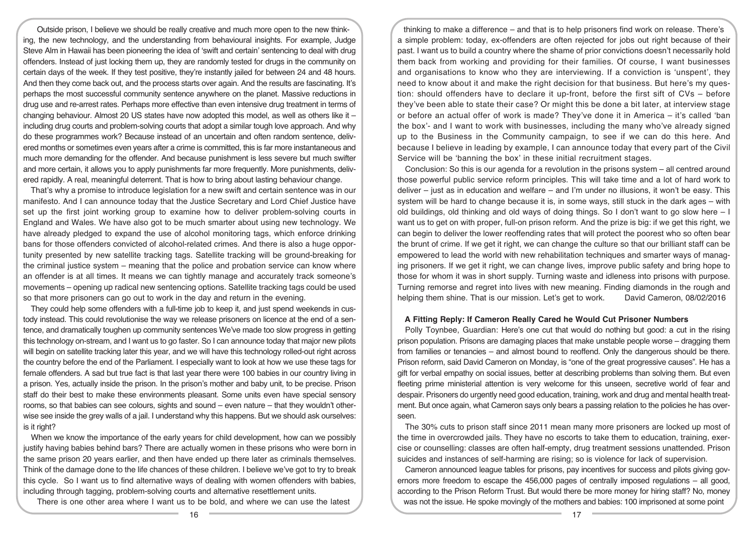Outside prison, I believe we should be really creative and much more open to the new thinking, the new technology, and the understanding from behavioural insights. For example, Judge Steve Alm in Hawaii has been pioneering the idea of 'swift and certain' sentencing to deal with drug offenders. Instead of just locking them up, they are randomly tested for drugs in the community on certain days of the week. If they test positive, they're instantly jailed for between 24 and 48 hours. And then they come back out, and the process starts over again. And the results are fascinating. It's perhaps the most successful community sentence anywhere on the planet. Massive reductions in drug use and re-arrest rates. Perhaps more effective than even intensive drug treatment in terms of changing behaviour. Almost 20 US states have now adopted this model, as well as others like it – including drug courts and problem-solving courts that adopt a similar tough love approach. And why do these programmes work? Because instead of an uncertain and often random sentence, delivered months or sometimes even years after a crime is committed, this is far more instantaneous and much more demanding for the offender. And because punishment is less severe but much swifter and more certain, it allows you to apply punishments far more frequently. More punishments, delivered rapidly. A real, meaningful deterrent. That is how to bring about lasting behaviour change.

That's why a promise to introduce legislation for a new swift and certain sentence was in our manifesto. And I can announce today that the Justice Secretary and Lord Chief Justice have set up the first joint working group to examine how to deliver problem-solving courts in England and Wales. We have also got to be much smarter about using new technology. We have already pledged to expand the use of alcohol monitoring tags, which enforce drinking bans for those offenders convicted of alcohol-related crimes. And there is also a huge opportunity presented by new satellite tracking tags. Satellite tracking will be ground-breaking for the criminal justice system – meaning that the police and probation service can know where an offender is at all times. It means we can tightly manage and accurately track someone's movements – opening up radical new sentencing options. Satellite tracking tags could be used so that more prisoners can go out to work in the day and return in the evening.

They could help some offenders with a full-time job to keep it, and just spend weekends in custody instead. This could revolutionise the way we release prisoners on licence at the end of a sentence, and dramatically toughen up community sentences We've made too slow progress in getting this technology on-stream, and I want us to go faster. So I can announce today that major new pilots will begin on satellite tracking later this year, and we will have this technology rolled-out right across the country before the end of the Parliament. I especially want to look at how we use these tags for female offenders. A sad but true fact is that last year there were 100 babies in our country living in a prison. Yes, actually inside the prison. In the prison's mother and baby unit, to be precise. Prison staff do their best to make these environments pleasant. Some units even have special sensory rooms, so that babies can see colours, sights and sound – even nature – that they wouldn't otherwise see inside the grey walls of a jail. I understand why this happens. But we should ask ourselves: is it right?

When we know the importance of the early years for child development, how can we possibly justify having babies behind bars? There are actually women in these prisons who were born in the same prison 20 years earlier, and then have ended up there later as criminals themselves. Think of the damage done to the life chances of these children. I believe we've got to try to break this cycle. So I want us to find alternative ways of dealing with women offenders with babies, including through tagging, problem-solving courts and alternative resettlement units.

There is one other area where I want us to be bold, and where we can use the latest thinking to make a difference – and that is to help prisoners find work on release. There's a simple problem: today, ex-offenders are often rejected for jobs out right because of their past. I want us to build a country where the shame of prior convictions doesn't necessarily hold them back from working and providing for their families. Of course, I want businesses and organisations to know who they are interviewing. If a conviction is 'unspent', they need to know about it and make the right decision for that business. But here's my question: should offenders have to declare it up-front, before the first sift of CVs – before they've been able to state their case? Or might this be done a bit later, at interview stage or before an actual offer of work is made? They've done it in America – it's called 'ban the box'- and I want to work with businesses, including the many who've already signed up to the Business in the Community campaign, to see if we can do this here. And because I believe in leading by example, I can announce today that every part of the Civil Service will be 'banning the box' in these initial recruitment stages.

Conclusion: So this is our agenda for a revolution in the prisons system – all centred around those powerful public service reform principles. This will take time and a lot of hard work to deliver – just as in education and welfare – and I'm under no illusions, it won't be easy. This system will be hard to change because it is, in some ways, still stuck in the dark ages – with old buildings, old thinking and old ways of doing things. So I don't want to go slow here – I want us to get on with proper, full-on prison reform. And the prize is big: if we get this right, we can begin to deliver the lower reoffending rates that will protect the poorest who so often bear the brunt of crime. If we get it right, we can change the culture so that our brilliant staff can be empowered to lead the world with new rehabilitation techniques and smarter ways of managing prisoners. If we get it right, we can change lives, improve public safety and bring hope to those for whom it was in short supply. Turning waste and idleness into prisons with purpose. Turning remorse and regret into lives with new meaning. Finding diamonds in the rough and helping them shine. That is our mission. Let's get to work. David Cameron, 08/02/2016

**A Fitting Reply: If Cameron Really Cared he Would Cut Prisoner Numbers**

Polly Toynbee, Guardian: Here's one cut that would do nothing but good: a cut in the rising prison population. Prisons are damaging places that make unstable people worse – dragging them from families or tenancies – and almost bound to reoffend. Only the dangerous should be there. Prison reform, said David Cameron on Monday, is "one of the great progressive causes". He has a gift for verbal empathy on social issues, better at describing problems than solving them. But even fleeting prime ministerial attention is very welcome for this unseen, secretive world of fear and despair. Prisoners do urgently need good education, training, work and drug and mental health treatment. But once again, what Cameron says only bears a passing relation to the policies he has overseen.

The 30% cuts to prison staff since 2011 mean many more prisoners are locked up most of the time in overcrowded jails. They have no escorts to take them to education, training, exercise or counselling: classes are often half-empty, drug treatment sessions unattended. Prison suicides and instances of self-harming are rising; so is violence for lack of supervision.

Cameron announced league tables for prisons, pay incentives for success and pilots giving governors more freedom to escape the 456,000 pages of centrally imposed regulations – all good, according to the Prison Reform Trust. But would there be more money for hiring staff? No, money was not the issue. He spoke movingly of the mothers and babies: 100 imprisoned at some point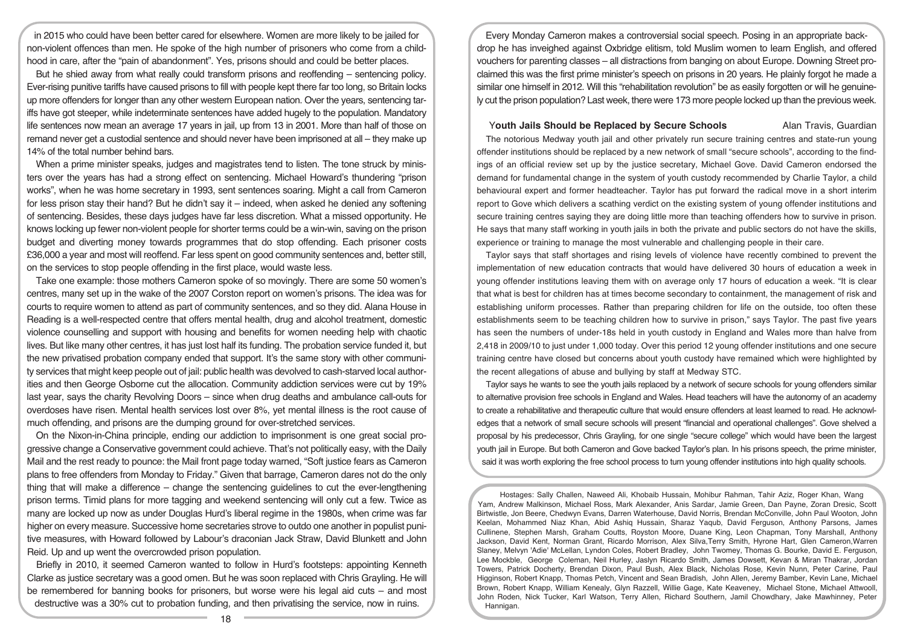in 2015 who could have been better cared for elsewhere. Women are more likely to be jailed for non-violent offences than men. He spoke of the high number of prisoners who come from a childhood in care, after the "pain of abandonment". Yes, prisons should and could be better places.

But he shied away from what really could transform prisons and reoffending – sentencing policy. Ever-rising punitive tariffs have caused prisons to fill with people kept there far too long, so Britain locks up more offenders for longer than any other western European nation. Over the years, sentencing tariffs have got steeper, while indeterminate sentences have added hugely to the population. Mandatory life sentences now mean an average 17 years in jail, up from 13 in 2001. More than half of those on remand never get a custodial sentence and should never have been imprisoned at all – they make up 14% of the total number behind bars.

When a prime minister speaks, judges and magistrates tend to listen. The tone struck by ministers over the years has had a strong effect on sentencing. Michael Howard's thundering "prison works", when he was home secretary in 1993, sent sentences soaring. Might a call from Cameron for less prison stay their hand? But he didn't say it – indeed, when asked he denied any softening of sentencing. Besides, these days judges have far less discretion. What a missed opportunity. He knows locking up fewer non-violent people for shorter terms could be a win-win, saving on the prison budget and diverting money towards programmes that do stop offending. Each prisoner costs £36,000 a year and most will reoffend. Far less spent on good community sentences and, better still, on the services to stop people offending in the first place, would waste less.

Take one example: those mothers Cameron spoke of so movingly. There are some 50 women's centres, many set up in the wake of the 2007 Corston report on women's prisons. The idea was for courts to require women to attend as part of community sentences, and so they did. Alana House in Reading is a well-respected centre that offers mental health, drug and alcohol treatment, domestic violence counselling and support with housing and benefits for women needing help with chaotic lives. But like many other centres, it has just lost half its funding. The probation service funded it, but the new privatised probation company ended that support. It's the same story with other community services that might keep people out of jail: public health was devolved to cash-starved local authorities and then George Osborne cut the allocation. Community addiction services were cut by 19% last year, says the charity Revolving Doors – since when drug deaths and ambulance call-outs for overdoses have risen. Mental health services lost over 8%, yet mental illness is the root cause of much offending, and prisons are the dumping ground for over-stretched services.

On the Nixon-in-China principle, ending our addiction to imprisonment is one great social progressive change a Conservative government could achieve. That's not politically easy, with the Daily Mail and the rest ready to pounce: the Mail front page today warned, "Soft justice fears as Cameron plans to free offenders from Monday to Friday." Given that barrage, Cameron dares not do the only thing that will make a difference – change the sentencing guidelines to cut the ever-lengthening prison terms. Timid plans for more tagging and weekend sentencing will only cut a few. Twice as many are locked up now as under Douglas Hurd's liberal regime in the 1980s, when crime was far higher on every measure. Successive home secretaries strove to outdo one another in populist punitive measures, with Howard followed by Labour's draconian Jack Straw, David Blunkett and John Reid. Up and up went the overcrowded prison population.

Briefly in 2010, it seemed Cameron wanted to follow in Hurd's footsteps: appointing Kenneth Clarke as justice secretary was a good omen. But he was soon replaced with Chris Grayling. He will be remembered for banning books for prisoners, but worse were his legal aid cuts – and most destructive was a 30% cut to probation funding, and then privatising the service, now in ruins.

Every Monday Cameron makes a controversial social speech. Posing in an appropriate backdrop he has inveighed against Oxbridge elitism, told Muslim women to learn English, and offered vouchers for parenting classes – all distractions from banging on about Europe. Downing Street proclaimed this was the first prime minister's speech on prisons in 20 years. He plainly forgot he made a similar one himself in 2012. Will this "rehabilitation revolution" be as easily forgotten or will he genuinely cut the prison population? Last week, there were 173 more people locked up than the previous week.

## Youth Jails Should be Replaced by Secure Schools

Alan Travis, Guardian

The notorious Medway youth jail and other privately run secure training centres and state-run young offender institutions should be replaced by a new network of small "secure schools", according to the findings of an official review set up by the justice secretary, Michael Gove. David Cameron endorsed the demand for fundamental change in the system of youth custody recommended by Charlie Taylor, a child behavioural expert and former headteacher. Taylor has put forward the radical move in a short interim report to Gove which delivers a scathing verdict on the existing system of young offender institutions and secure training centres saying they are doing little more than teaching offenders how to survive in prison. He says that many staff working in youth jails in both the private and public sectors do not have the skills, experience or training to manage the most vulnerable and challenging people in their care.

Taylor says that staff shortages and rising levels of violence have recently combined to prevent the implementation of new education contracts that would have delivered 30 hours of education a week in young offender institutions leaving them with on average only 17 hours of education a week. "It is clear that what is best for children has at times become secondary to containment, the management of risk and establishing uniform processes. Rather than preparing children for life on the outside, too often these establishments seem to be teaching children how to survive in prison," says Taylor. The past five years has seen the numbers of under-18s held in youth custody in England and Wales more than halve from 2,418 in 2009/10 to just under 1,000 today. Over this period 12 young offender institutions and one secure training centre have closed but concerns about youth custody have remained which were highlighted by the recent allegations of abuse and bullying by staff at Medway STC.

Taylor says he wants to see the youth jails replaced by a network of secure schools for young offenders similar to alternative provision free schools in England and Wales. Head teachers will have the autonomy of an academy to create a rehabilitative and therapeutic culture that would ensure offenders at least learned to read. He acknowledges that a network of small secure schools will present "financial and operational challenges". Gove shelved a proposal by his predecessor, Chris Grayling, for one single "secure college" which would have been the largest youth jail in Europe. But both Cameron and Gove backed Taylor's plan. In his prisons speech, the prime minister, said it was worth exploring the free school process to turn young offender institutions into high quality schools.

Hostages: Sally Challen, Naweed Ali, Khobaib Hussain, Mohibur Rahman, Tahir Aziz, Roger Khan, Wang Yam, Andrew Malkinson, Michael Ross, Mark Alexander, Anis Sardar, Jamie Green, Dan Payne, Zoran Dresic, Scott Birtwistle, Jon Beere, Chedwyn Evans, Darren Waterhouse, David Norris, Brendan McConville, John Paul Wooton, John Keelan, Mohammed Niaz Khan, Abid Ashiq Hussain, Sharaz Yaqub, David Ferguson, Anthony Parsons, James Cullinene, Stephen Marsh, Graham Coutts, Royston Moore, Duane King, Leon Chapman, Tony Marshall, Anthony Jackson, David Kent, Norman Grant, Ricardo Morrison, Alex Silva,Terry Smith, Hyrone Hart, Glen Cameron,Warren Slaney, Melvyn 'Adie' McLellan, Lyndon Coles, Robert Bradley, John Twomey, Thomas G. Bourke, David E. Ferguson, Lee Mockble, George Coleman, Neil Hurley, Jaslyn Ricardo Smith, James Dowsett, Kevan & Miran Thakrar, Jordan Towers, Patrick Docherty, Brendan Dixon, Paul Bush, Alex Black, Nicholas Rose, Kevin Nunn, Peter Carine, Paul Higginson, Robert Knapp, Thomas Petch, Vincent and Sean Bradish, John Allen, Jeremy Bamber, Kevin Lane, Michael Brown, Robert Knapp, William Kenealy, Glyn Razzell, Willie Gage, Kate Keaveney, Michael Stone, Michael Attwooll, John Roden, Nick Tucker, Karl Watson, Terry Allen, Richard Southern, Jamil Chowdhary, Jake Mawhinney, Peter Hannigan.